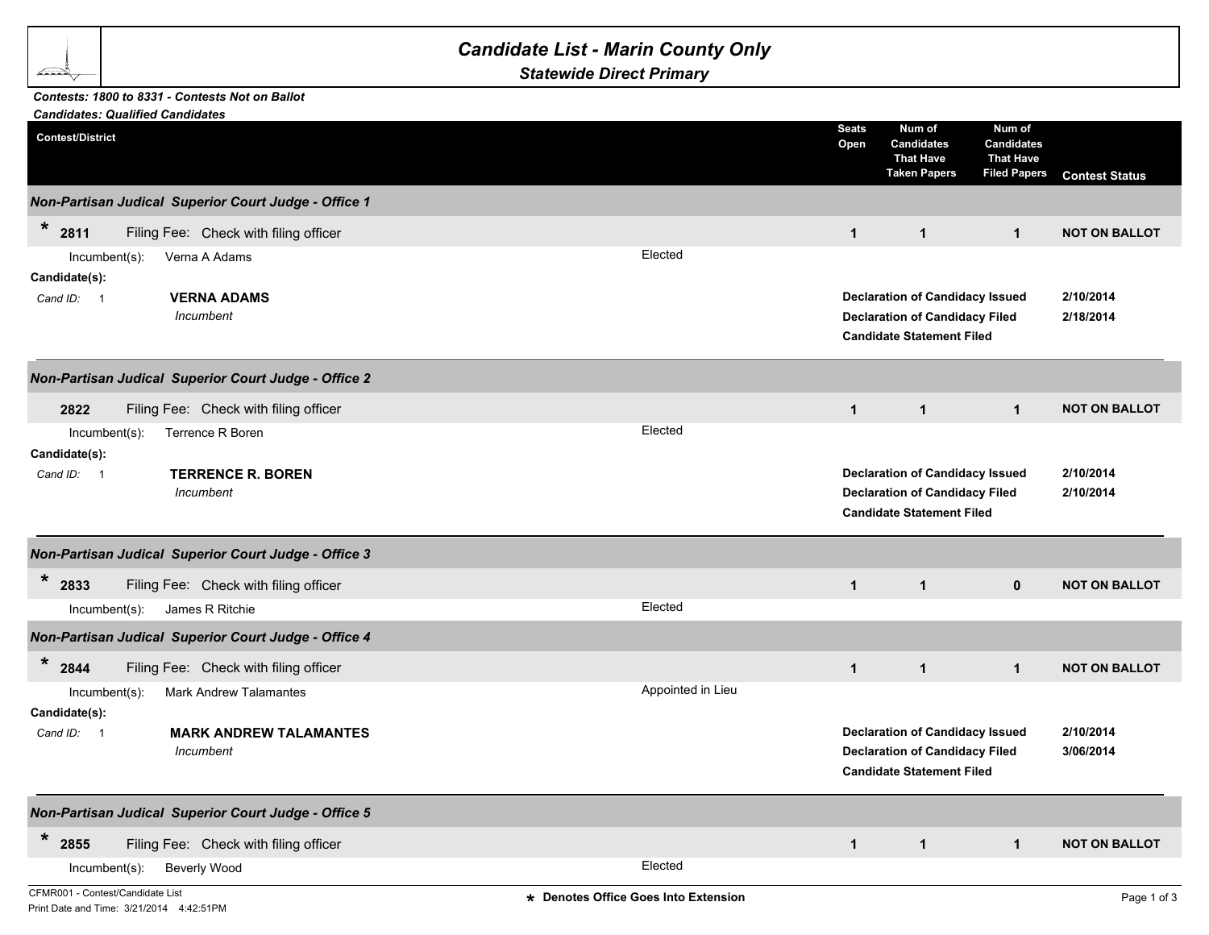# Candidate List - Marin County Only

## Statewide Direct Primary

***Contests: 1800 to 8331 - Contests Not on Ballot***
***Candidates: Qualified Candidates***

| Contest/District | | Seats Open | Num of Candidates That Have Taken Papers | Num of Candidates That Have Filed Papers | Contest Status |
|---|---|---|---|---|---|

### *Non-Partisan Judical Superior Court Judge - Office 1*

| | | Seats Open | Taken Papers | Filed Papers | Contest Status |
|---|---|---|---|---|---|
| * 2811 | Filing Fee: Check with filing officer | 1 | 1 | 1 | NOT ON BALLOT |

Incumbent(s): Verna A Adams — Elected

Candidate(s):

*Cand ID:* 1 — **VERNA ADAMS**
*Incumbent*

| | |
|---|---|
| **Declaration of Candidacy Issued** | **2/10/2014** |
| **Declaration of Candidacy Filed** | **2/18/2014** |
| **Candidate Statement Filed** | |

### *Non-Partisan Judical Superior Court Judge - Office 2*

| | | Seats Open | Taken Papers | Filed Papers | Contest Status |
|---|---|---|---|---|---|
| 2822 | Filing Fee: Check with filing officer | 1 | 1 | 1 | NOT ON BALLOT |

Incumbent(s): Terrence R Boren — Elected

Candidate(s):

*Cand ID:* 1 — **TERRENCE R. BOREN**
*Incumbent*

| | |
|---|---|
| **Declaration of Candidacy Issued** | **2/10/2014** |
| **Declaration of Candidacy Filed** | **2/10/2014** |
| **Candidate Statement Filed** | |

### *Non-Partisan Judical Superior Court Judge - Office 3*

| | | Seats Open | Taken Papers | Filed Papers | Contest Status |
|---|---|---|---|---|---|
| * 2833 | Filing Fee: Check with filing officer | 1 | 1 | 0 | NOT ON BALLOT |

Incumbent(s): James R Ritchie — Elected

### *Non-Partisan Judical Superior Court Judge - Office 4*

| | | Seats Open | Taken Papers | Filed Papers | Contest Status |
|---|---|---|---|---|---|
| * 2844 | Filing Fee: Check with filing officer | 1 | 1 | 1 | NOT ON BALLOT |

Incumbent(s): Mark Andrew Talamantes — Appointed in Lieu

Candidate(s):

*Cand ID:* 1 — **MARK ANDREW TALAMANTES**
*Incumbent*

| | |
|---|---|
| **Declaration of Candidacy Issued** | **2/10/2014** |
| **Declaration of Candidacy Filed** | **3/06/2014** |
| **Candidate Statement Filed** | |

### *Non-Partisan Judical Superior Court Judge - Office 5*

| | | Seats Open | Taken Papers | Filed Papers | Contest Status |
|---|---|---|---|---|---|
| * 2855 | Filing Fee: Check with filing officer | 1 | 1 | 1 | NOT ON BALLOT |

Incumbent(s): Beverly Wood — Elected

CFMR001 - Contest/Candidate List
Print Date and Time: 3/21/2014 4:42:51PM

**\* Denotes Office Goes Into Extension**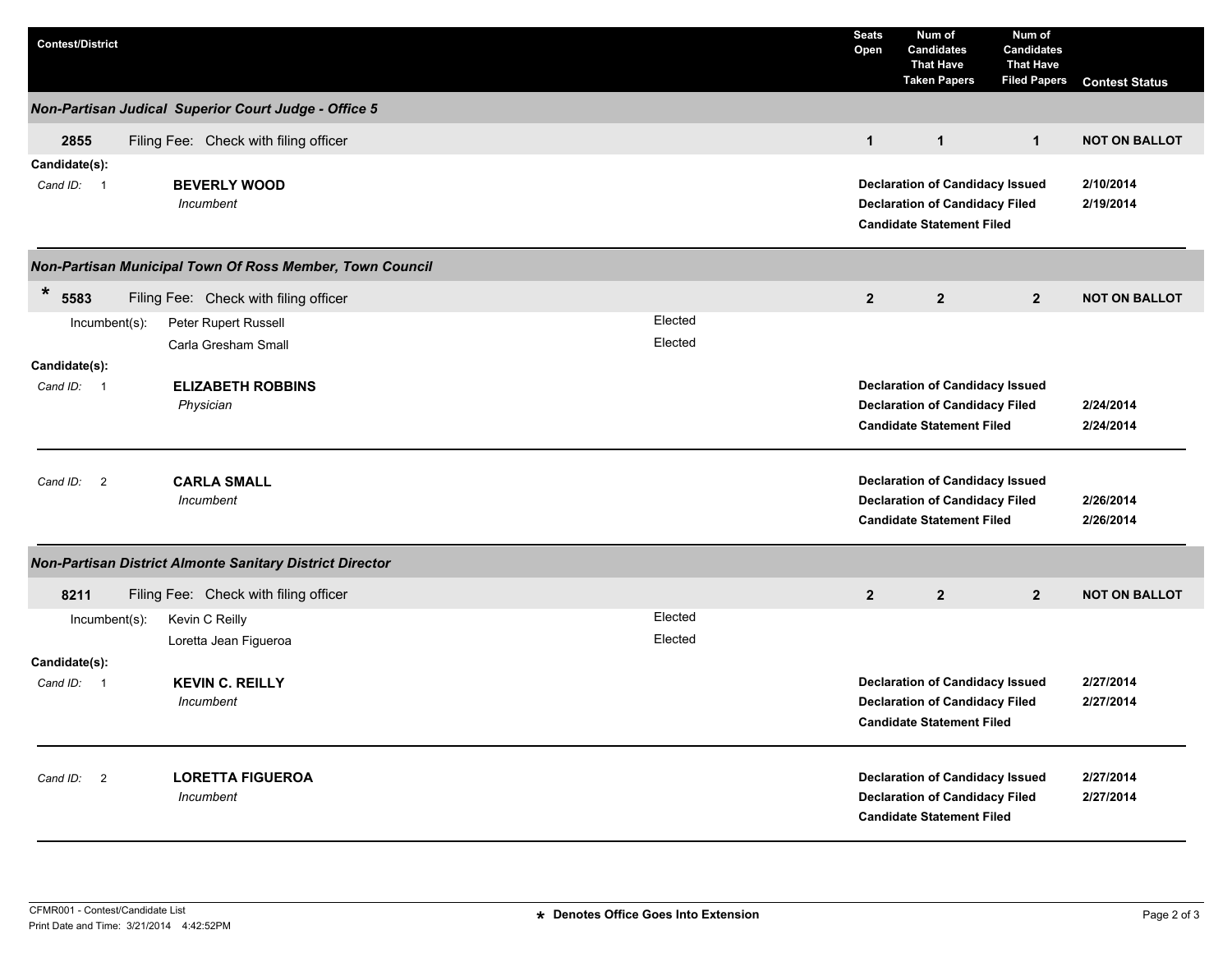| Contest/District | | Seats Open | Num of Candidates That Have Taken Papers | Num of Candidates That Have Filed Papers | Contest Status |
|---|---|---|---|---|---|

### *Non-Partisan Judical Superior Court Judge - Office 5*

| | | | | | |
|---|---|---|---|---|---|
| **2855** | Filing Fee: Check with filing officer | **1** | **1** | **1** | **NOT ON BALLOT** |

**Candidate(s):**

| Cand ID | Candidate | Status | Date |
|---|---|---|---|
| 1 | **BEVERLY WOOD** *Incumbent* | **Declaration of Candidacy Issued** | **2/10/2014** |
| | | **Declaration of Candidacy Filed** | **2/19/2014** |
| | | **Candidate Statement Filed** | |

### *Non-Partisan Municipal Town Of Ross Member, Town Council*

| | | | | | |
|---|---|---|---|---|---|
| * **5583** | Filing Fee: Check with filing officer | **2** | **2** | **2** | **NOT ON BALLOT** |

Incumbent(s):

| Incumbent | |
|---|---|
| Peter Rupert Russell | Elected |
| Carla Gresham Small | Elected |

**Candidate(s):**

| Cand ID | Candidate | Status | Date |
|---|---|---|---|
| 1 | **ELIZABETH ROBBINS** *Physician* | **Declaration of Candidacy Issued** | |
| | | **Declaration of Candidacy Filed** | **2/24/2014** |
| | | **Candidate Statement Filed** | **2/24/2014** |
| 2 | **CARLA SMALL** *Incumbent* | **Declaration of Candidacy Issued** | |
| | | **Declaration of Candidacy Filed** | **2/26/2014** |
| | | **Candidate Statement Filed** | **2/26/2014** |

### *Non-Partisan District Almonte Sanitary District Director*

| | | | | | |
|---|---|---|---|---|---|
| **8211** | Filing Fee: Check with filing officer | **2** | **2** | **2** | **NOT ON BALLOT** |

Incumbent(s):

| Incumbent | |
|---|---|
| Kevin C Reilly | Elected |
| Loretta Jean Figueroa | Elected |

**Candidate(s):**

| Cand ID | Candidate | Status | Date |
|---|---|---|---|
| 1 | **KEVIN C. REILLY** *Incumbent* | **Declaration of Candidacy Issued** | **2/27/2014** |
| | | **Declaration of Candidacy Filed** | **2/27/2014** |
| | | **Candidate Statement Filed** | |
| 2 | **LORETTA FIGUEROA** *Incumbent* | **Declaration of Candidacy Issued** | **2/27/2014** |
| | | **Declaration of Candidacy Filed** | **2/27/2014** |
| | | **Candidate Statement Filed** | |

CFMR001 - Contest/Candidate List
Print Date and Time: 3/21/2014 4:42:52PM

**\* Denotes Office Goes Into Extension**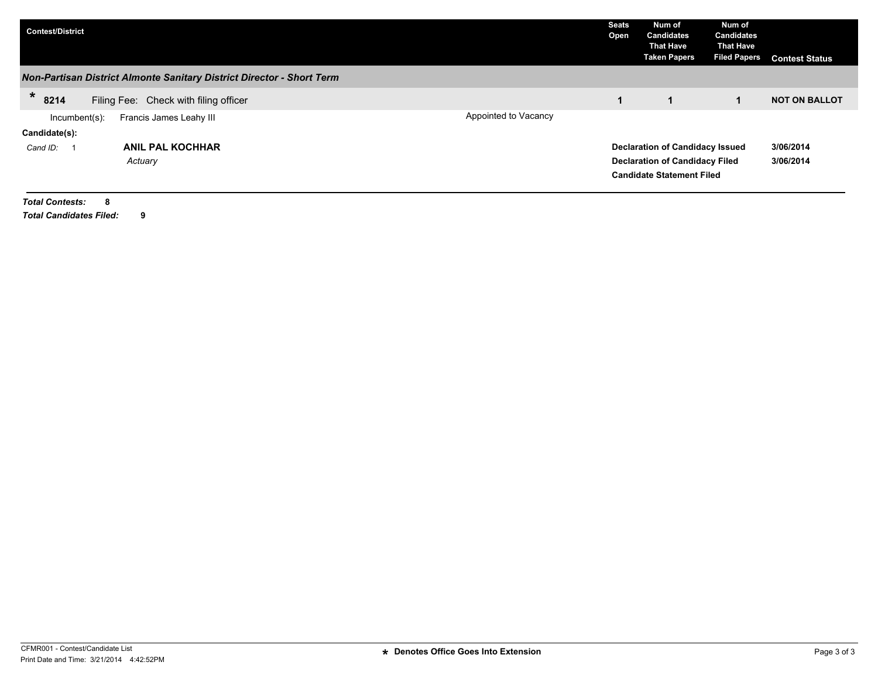| Contest/District | | Seats Open | Num of Candidates That Have Taken Papers | Num of Candidates That Have Filed Papers | Contest Status |
|---|---|---|---|---|---|
| ***Non-Partisan District Almonte Sanitary District Director - Short Term*** | | | | | |
| * **8214** Filing Fee: Check with filing officer | | **1** | **1** | **1** | **NOT ON BALLOT** |
| Incumbent(s): Francis James Leahy III | Appointed to Vacancy | | | | |
| **Candidate(s):** | | | | | |
| *Cand ID:* 1 **ANIL PAL KOCHHAR** *Actuary* | | **Declaration of Candidacy Issued** | | | **3/06/2014** |
| | | **Declaration of Candidacy Filed** | | | **3/06/2014** |
| | | **Candidate Statement Filed** | | | |

***Total Contests:*** **8**

***Total Candidates Filed:*** **9**

CFMR001 - Contest/Candidate List

Print Date and Time: 3/21/2014 4:42:52PM

**\* Denotes Office Goes Into Extension**